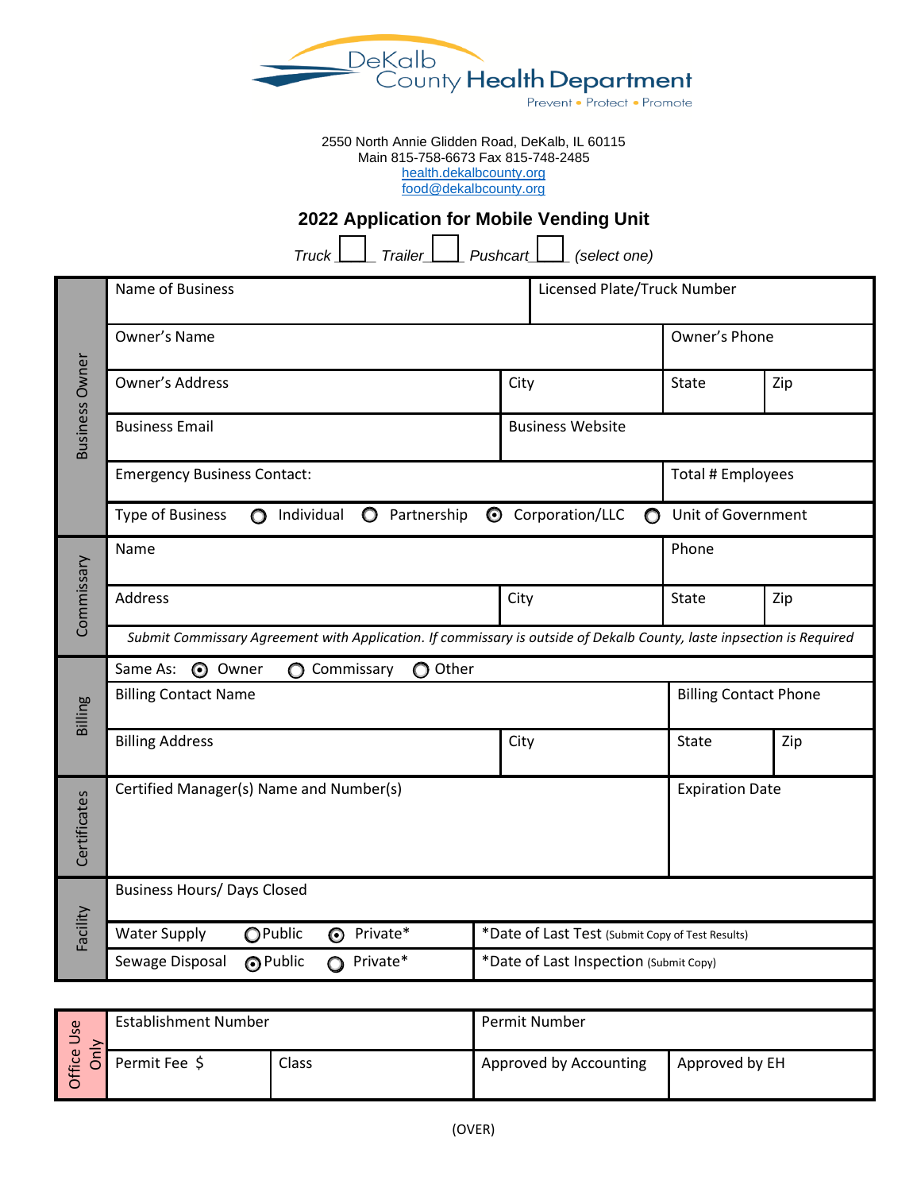DeKalb County Health Department

Prevent • Protect • Promote

2550 North Annie Glidden Road, DeKalb, IL 60115
Main 815-758-6673 Fax 815-748-2485
health.dekalbcounty.org
food@dekalbcounty.org

## 2022 Application for Mobile Vending Unit

*Truck* ☐ *Trailer* ☐ *Pushcart* ☐ *(select one)*

| Section | | | | |
|---|---|---|---|---|
| **Business Owner** | Name of Business | | Licensed Plate/Truck Number | |
| | Owner's Name | | Owner's Phone | |
| | Owner's Address | City | State | Zip |
| | Business Email | Business Website | | |
| | Emergency Business Contact: | | Total # Employees | |
| | Type of Business ○ Individual ○ Partnership ⊙ Corporation/LLC ○ Unit of Government | | | |
| **Commissary** | Name | | Phone | |
| | Address | City | State | Zip |
| | *Submit Commissary Agreement with Application. If commissary is outside of Dekalb County, laste inpsection is Required* | | | |
| **Billing** | Same As: ⊙ Owner ○ Commissary ○ Other | | | |
| | Billing Contact Name | | Billing Contact Phone | |
| | Billing Address | City | State | Zip |
| **Certificates** | Certified Manager(s) Name and Number(s) | | Expiration Date | |
| **Facility** | Business Hours/ Days Closed | | | |
| | Water Supply ○ Public ⊙ Private* | *Date of Last Test (Submit Copy of Test Results) | | |
| | Sewage Disposal ⊙ Public ○ Private* | *Date of Last Inspection (Submit Copy) | | |

| Office Use Only | | | |
|---|---|---|---|
| Establishment Number | | Permit Number | |
| Permit Fee $ | Class | Approved by Accounting | Approved by EH |

(OVER)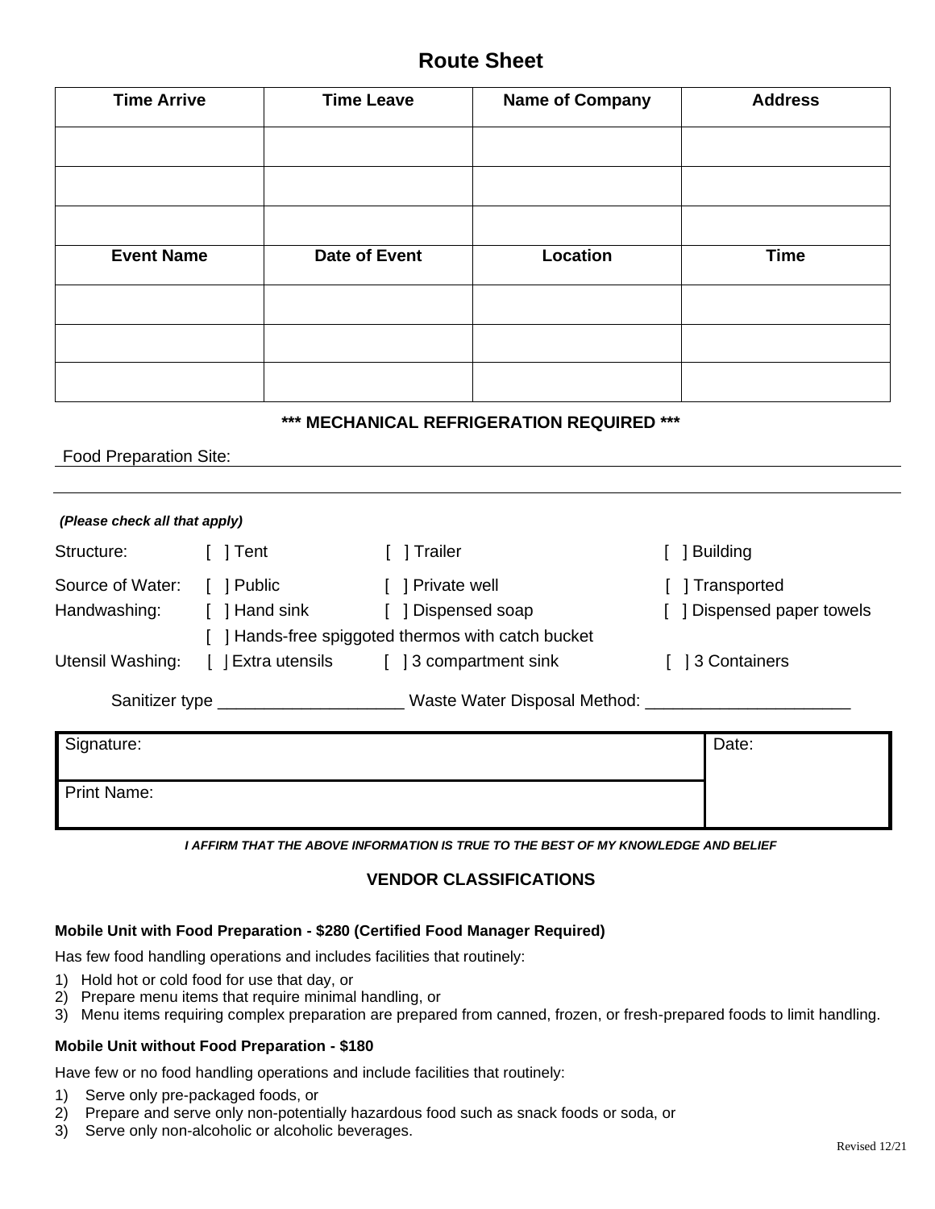# Route Sheet

| Time Arrive | Time Leave | Name of Company | Address |
|---|---|---|---|
| | | | |
| | | | |
| | | | |
| **Event Name** | **Date of Event** | **Location** | **Time** |
| | | | |
| | | | |
| | | | |

**\*\*\* MECHANICAL REFRIGERATION REQUIRED \*\*\***

Food Preparation Site: ____________________________________________

____________________________________________

***(Please check all that apply)***

Structure: [ ] Tent [ ] Trailer [ ] Building

Source of Water: [ ] Public [ ] Private well [ ] Transported

Handwashing: [ ] Hand sink [ ] Dispensed soap [ ] Dispensed paper towels

[ ] Hands-free spiggoted thermos with catch bucket

Utensil Washing: [ ] Extra utensils [ ] 3 compartment sink [ ] 3 Containers

Sanitizer type ___________________ Waste Water Disposal Method: _____________________

| | |
|---|---|
| Signature: | Date: |
| Print Name: | |

***I AFFIRM THAT THE ABOVE INFORMATION IS TRUE TO THE BEST OF MY KNOWLEDGE AND BELIEF***

## VENDOR CLASSIFICATIONS

**Mobile Unit with Food Preparation - $280 (Certified Food Manager Required)**

Has few food handling operations and includes facilities that routinely:

1) Hold hot or cold food for use that day, or
2) Prepare menu items that require minimal handling, or
3) Menu items requiring complex preparation are prepared from canned, frozen, or fresh-prepared foods to limit handling.

**Mobile Unit without Food Preparation - $180**

Have few or no food handling operations and include facilities that routinely:

1) Serve only pre-packaged foods, or
2) Prepare and serve only non-potentially hazardous food such as snack foods or soda, or
3) Serve only non-alcoholic or alcoholic beverages.

Revised 12/21